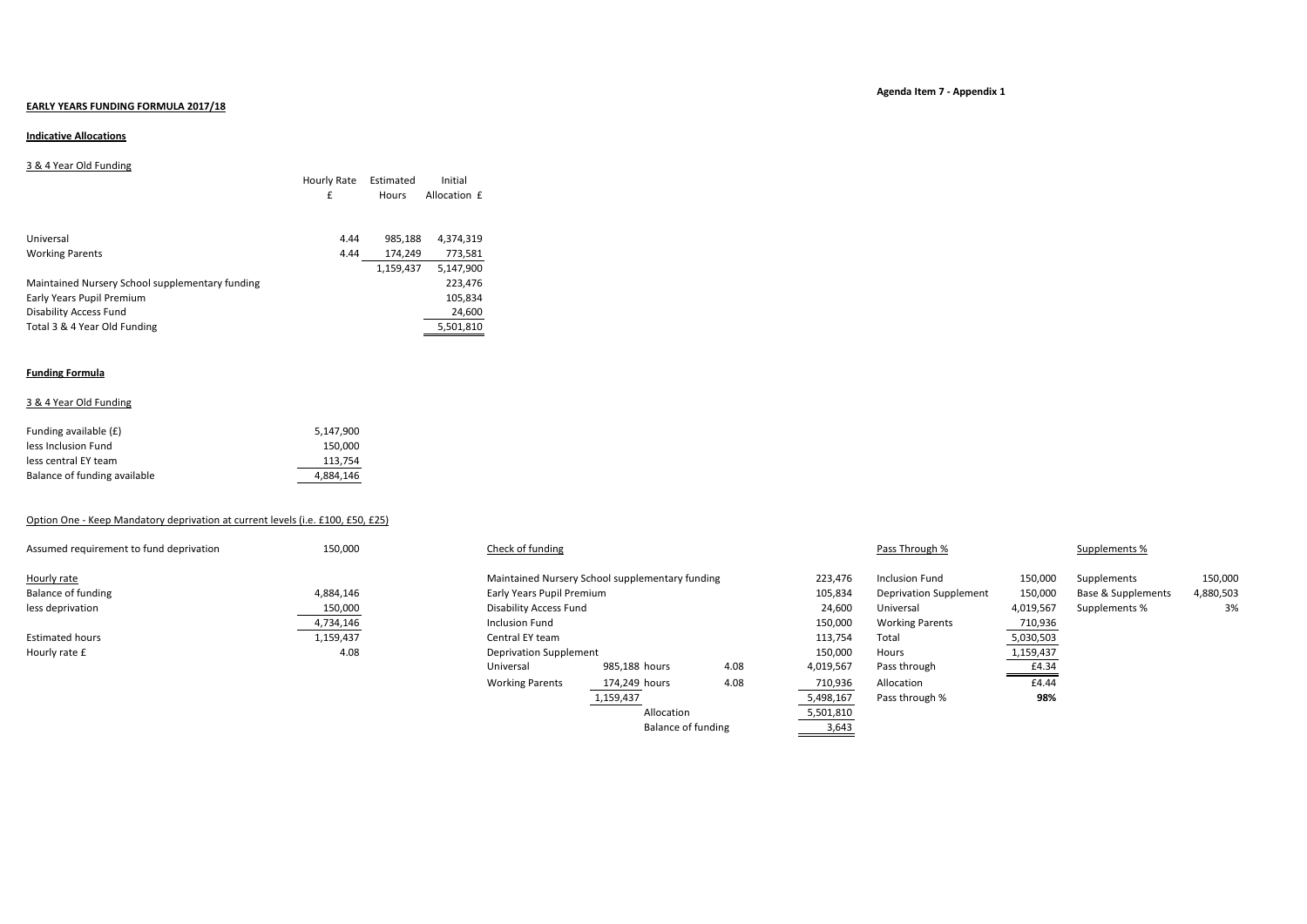Agenda Item 7 - Appendix 1

**EARLY YEARS FUNDING FORMULA 2017/18**

**Indicative Allocations**

3 & 4 Year Old Funding

| | Hourly Rate £ | Estimated Hours | Initial Allocation £ |
|---|---|---|---|
| Universal | 4.44 | 985,188 | 4,374,319 |
| Working Parents | 4.44 | 174,249 | 773,581 |
| | | 1,159,437 | 5,147,900 |
| Maintained Nursery School supplementary funding | | | 223,476 |
| Early Years Pupil Premium | | | 105,834 |
| Disability Access Fund | | | 24,600 |
| Total 3 & 4 Year Old Funding | | | 5,501,810 |

**Funding Formula**

3 & 4 Year Old Funding

| | |
|---|---|
| Funding available (£) | 5,147,900 |
| less Inclusion Fund | 150,000 |
| less central EY team | 113,754 |
| Balance of funding available | 4,884,146 |

Option One - Keep Mandatory deprivation at current levels (i.e. £100, £50, £25)

| | |
|---|---|
| Assumed requirement to fund deprivation | 150,000 |
| Hourly rate | |
| Balance of funding | 4,884,146 |
| less deprivation | 150,000 |
| | 4,734,146 |
| Estimated hours | 1,159,437 |
| Hourly rate £ | 4.08 |

Check of funding

| | | | | |
|---|---|---|---|---|
| Maintained Nursery School supplementary funding | | | | 223,476 |
| Early Years Pupil Premium | | | | 105,834 |
| Disability Access Fund | | | | 24,600 |
| Inclusion Fund | | | | 150,000 |
| Central EY team | | | | 113,754 |
| Deprivation Supplement | | | | 150,000 |
| Universal | 985,188 | hours | 4.08 | 4,019,567 |
| Working Parents | 174,249 | hours | 4.08 | 710,936 |
| | 1,159,437 | | | 5,498,167 |
| | | Allocation | | 5,501,810 |
| | | Balance of funding | | 3,643 |

Pass Through %

| | |
|---|---|
| Inclusion Fund | 150,000 |
| Deprivation Supplement | 150,000 |
| Universal | 4,019,567 |
| Working Parents | 710,936 |
| Total | 5,030,503 |
| Hours | 1,159,437 |
| Pass through | £4.34 |
| Allocation | £4.44 |
| Pass through % | **98%** |

Supplements %

| | |
|---|---|
| Supplements | 150,000 |
| Base & Supplements | 4,880,503 |
| Supplements % | 3% |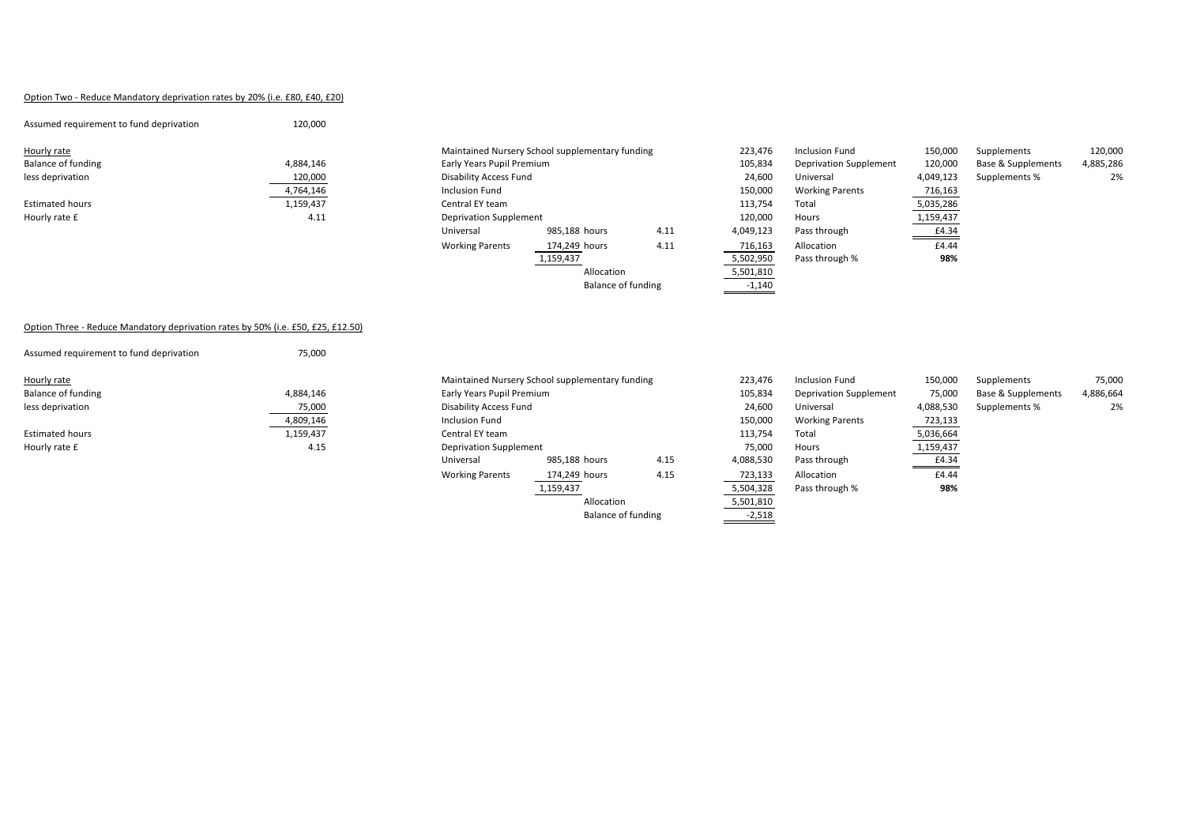Option Two - Reduce Mandatory deprivation rates by 20% (i.e. £80, £40, £20)

Assumed requirement to fund deprivation 120,000

| | |
|---|---|
| Hourly rate | |
| Balance of funding | 4,884,146 |
| less deprivation | 120,000 |
| | 4,764,146 |
| Estimated hours | 1,159,437 |
| Hourly rate £ | 4.11 |

| | | | |
|---|---|---|---|
| Maintained Nursery School supplementary funding | | | 223,476 |
| Early Years Pupil Premium | | | 105,834 |
| Disability Access Fund | | | 24,600 |
| Inclusion Fund | | | 150,000 |
| Central EY team | | | 113,754 |
| Deprivation Supplement | | | 120,000 |
| Universal | 985,188 hours | 4.11 | 4,049,123 |
| Working Parents | 174,249 hours | 4.11 | 716,163 |
| | 1,159,437 | | 5,502,950 |
| | Allocation | | 5,501,810 |
| | Balance of funding | | -1,140 |

| | |
|---|---|
| Inclusion Fund | 150,000 |
| Deprivation Supplement | 120,000 |
| Universal | 4,049,123 |
| Working Parents | 716,163 |
| Total | 5,035,286 |
| Hours | 1,159,437 |
| Pass through | £4.34 |
| Allocation | £4.44 |
| Pass through % | **98%** |

| | |
|---|---|
| Supplements | 120,000 |
| Base & Supplements | 4,885,286 |
| Supplements % | 2% |

Option Three - Reduce Mandatory deprivation rates by 50% (i.e. £50, £25, £12.50)

Assumed requirement to fund deprivation 75,000

| | |
|---|---|
| Hourly rate | |
| Balance of funding | 4,884,146 |
| less deprivation | 75,000 |
| | 4,809,146 |
| Estimated hours | 1,159,437 |
| Hourly rate £ | 4.15 |

| | | | |
|---|---|---|---|
| Maintained Nursery School supplementary funding | | | 223,476 |
| Early Years Pupil Premium | | | 105,834 |
| Disability Access Fund | | | 24,600 |
| Inclusion Fund | | | 150,000 |
| Central EY team | | | 113,754 |
| Deprivation Supplement | | | 75,000 |
| Universal | 985,188 hours | 4.15 | 4,088,530 |
| Working Parents | 174,249 hours | 4.15 | 723,133 |
| | 1,159,437 | | 5,504,328 |
| | Allocation | | 5,501,810 |
| | Balance of funding | | -2,518 |

| | |
|---|---|
| Inclusion Fund | 150,000 |
| Deprivation Supplement | 75,000 |
| Universal | 4,088,530 |
| Working Parents | 723,133 |
| Total | 5,036,664 |
| Hours | 1,159,437 |
| Pass through | £4.34 |
| Allocation | £4.44 |
| Pass through % | **98%** |

| | |
|---|---|
| Supplements | 75,000 |
| Base & Supplements | 4,886,664 |
| Supplements % | 2% |